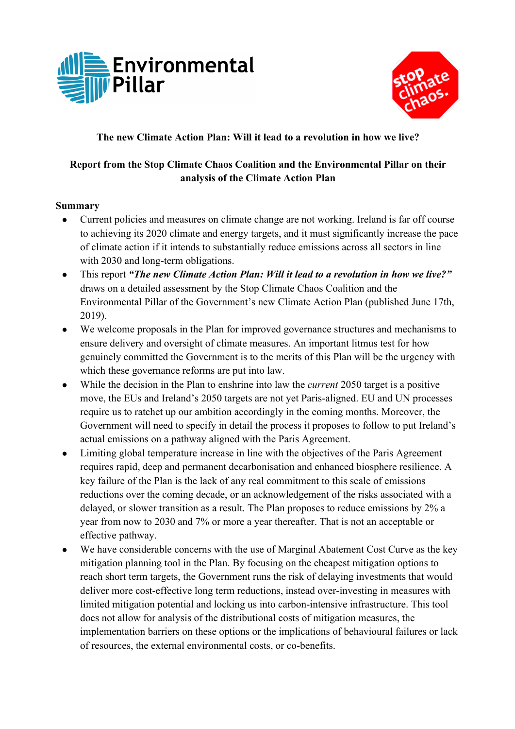**The new Climate Action Plan: Will it lead to a revolution in how we live?**

**Report from the Stop Climate Chaos Coalition and the Environmental Pillar on their analysis of the Climate Action Plan**

**Summary**

- Current policies and measures on climate change are not working. Ireland is far off course to achieving its 2020 climate and energy targets, and it must significantly increase the pace of climate action if it intends to substantially reduce emissions across all sectors in line with 2030 and long-term obligations.
- This report ***"The new Climate Action Plan: Will it lead to a revolution in how we live?"*** draws on a detailed assessment by the Stop Climate Chaos Coalition and the Environmental Pillar of the Government's new Climate Action Plan (published June 17th, 2019).
- We welcome proposals in the Plan for improved governance structures and mechanisms to ensure delivery and oversight of climate measures. An important litmus test for how genuinely committed the Government is to the merits of this Plan will be the urgency with which these governance reforms are put into law.
- While the decision in the Plan to enshrine into law the *current* 2050 target is a positive move, the EUs and Ireland's 2050 targets are not yet Paris-aligned. EU and UN processes require us to ratchet up our ambition accordingly in the coming months. Moreover, the Government will need to specify in detail the process it proposes to follow to put Ireland's actual emissions on a pathway aligned with the Paris Agreement.
- Limiting global temperature increase in line with the objectives of the Paris Agreement requires rapid, deep and permanent decarbonisation and enhanced biosphere resilience. A key failure of the Plan is the lack of any real commitment to this scale of emissions reductions over the coming decade, or an acknowledgement of the risks associated with a delayed, or slower transition as a result. The Plan proposes to reduce emissions by 2% a year from now to 2030 and 7% or more a year thereafter. That is not an acceptable or effective pathway.
- We have considerable concerns with the use of Marginal Abatement Cost Curve as the key mitigation planning tool in the Plan. By focusing on the cheapest mitigation options to reach short term targets, the Government runs the risk of delaying investments that would deliver more cost-effective long term reductions, instead over-investing in measures with limited mitigation potential and locking us into carbon-intensive infrastructure. This tool does not allow for analysis of the distributional costs of mitigation measures, the implementation barriers on these options or the implications of behavioural failures or lack of resources, the external environmental costs, or co-benefits.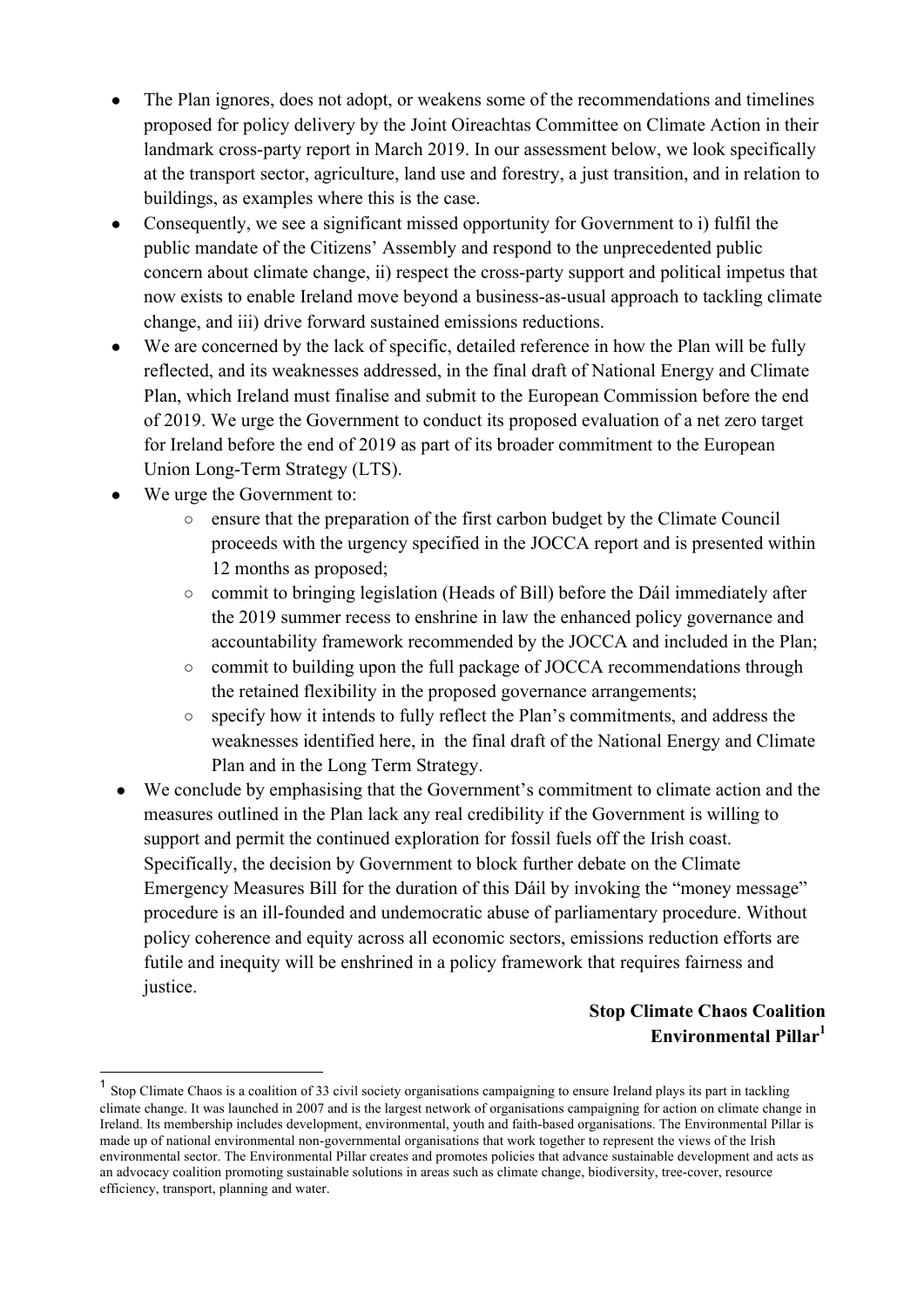- The Plan ignores, does not adopt, or weakens some of the recommendations and timelines proposed for policy delivery by the Joint Oireachtas Committee on Climate Action in their landmark cross-party report in March 2019. In our assessment below, we look specifically at the transport sector, agriculture, land use and forestry, a just transition, and in relation to buildings, as examples where this is the case.
- Consequently, we see a significant missed opportunity for Government to i) fulfil the public mandate of the Citizens' Assembly and respond to the unprecedented public concern about climate change, ii) respect the cross-party support and political impetus that now exists to enable Ireland move beyond a business-as-usual approach to tackling climate change, and iii) drive forward sustained emissions reductions.
- We are concerned by the lack of specific, detailed reference in how the Plan will be fully reflected, and its weaknesses addressed, in the final draft of National Energy and Climate Plan, which Ireland must finalise and submit to the European Commission before the end of 2019. We urge the Government to conduct its proposed evaluation of a net zero target for Ireland before the end of 2019 as part of its broader commitment to the European Union Long-Term Strategy (LTS).
- We urge the Government to:
  - ensure that the preparation of the first carbon budget by the Climate Council proceeds with the urgency specified in the JOCCA report and is presented within 12 months as proposed;
  - commit to bringing legislation (Heads of Bill) before the Dáil immediately after the 2019 summer recess to enshrine in law the enhanced policy governance and accountability framework recommended by the JOCCA and included in the Plan;
  - commit to building upon the full package of JOCCA recommendations through the retained flexibility in the proposed governance arrangements;
  - specify how it intends to fully reflect the Plan's commitments, and address the weaknesses identified here, in the final draft of the National Energy and Climate Plan and in the Long Term Strategy.
- We conclude by emphasising that the Government's commitment to climate action and the measures outlined in the Plan lack any real credibility if the Government is willing to support and permit the continued exploration for fossil fuels off the Irish coast. Specifically, the decision by Government to block further debate on the Climate Emergency Measures Bill for the duration of this Dáil by invoking the "money message" procedure is an ill-founded and undemocratic abuse of parliamentary procedure. Without policy coherence and equity across all economic sectors, emissions reduction efforts are futile and inequity will be enshrined in a policy framework that requires fairness and justice.

**Stop Climate Chaos Coalition**
**Environmental Pillar**[1]

[1] Stop Climate Chaos is a coalition of 33 civil society organisations campaigning to ensure Ireland plays its part in tackling climate change. It was launched in 2007 and is the largest network of organisations campaigning for action on climate change in Ireland. Its membership includes development, environmental, youth and faith-based organisations. The Environmental Pillar is made up of national environmental non-governmental organisations that work together to represent the views of the Irish environmental sector. The Environmental Pillar creates and promotes policies that advance sustainable development and acts as an advocacy coalition promoting sustainable solutions in areas such as climate change, biodiversity, tree-cover, resource efficiency, transport, planning and water.